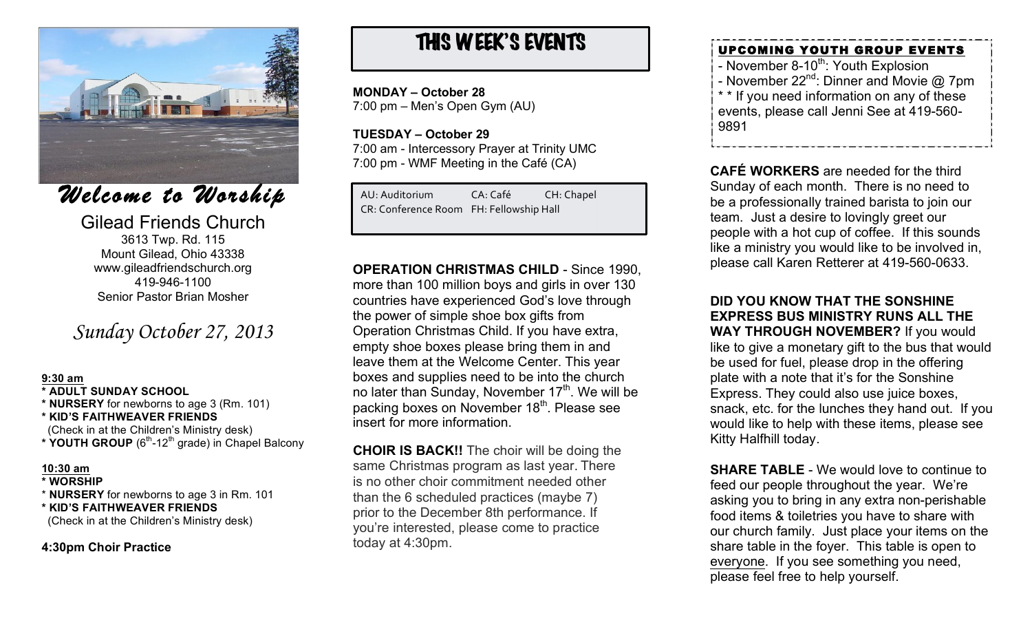# *Welcome to Worship*

## Gilead Friends Church

3613 Twp. Rd. 115
Mount Gilead, Ohio 43338
www.gileadfriendschurch.org
419-946-1100
Senior Pastor Brian Mosher

*Sunday October 27, 2013*

**9:30 am**

* **ADULT SUNDAY SCHOOL**
* **NURSERY** for newborns to age 3 (Rm. 101)
* **KID'S FAITHWEAVER FRIENDS**
  (Check in at the Children's Ministry desk)
* **YOUTH GROUP** (6th-12th grade) in Chapel Balcony

**10:30 am**

* **WORSHIP**
* **NURSERY** for newborns to age 3 in Rm. 101
* **KID'S FAITHWEAVER FRIENDS**
  (Check in at the Children's Ministry desk)

**4:30pm Choir Practice**

## THIS WEEK'S EVENTS

**MONDAY – October 28**
7:00 pm – Men's Open Gym (AU)

**TUESDAY – October 29**
7:00 am - Intercessory Prayer at Trinity UMC
7:00 pm - WMF Meeting in the Café (CA)

AU: Auditorium CA: Café CH: Chapel
CR: Conference Room FH: Fellowship Hall

**OPERATION CHRISTMAS CHILD** - Since 1990, more than 100 million boys and girls in over 130 countries have experienced God's love through the power of simple shoe box gifts from Operation Christmas Child. If you have extra, empty shoe boxes please bring them in and leave them at the Welcome Center. This year boxes and supplies need to be into the church no later than Sunday, November 17th. We will be packing boxes on November 18th. Please see insert for more information.

**CHOIR IS BACK!!** The choir will be doing the same Christmas program as last year. There is no other choir commitment needed other than the 6 scheduled practices (maybe 7) prior to the December 8th performance. If you're interested, please come to practice today at 4:30pm.

**UPCOMING YOUTH GROUP EVENTS**

- November 8-10th: Youth Explosion
- November 22nd: Dinner and Movie @ 7pm

* * If you need information on any of these events, please call Jenni See at 419-560-9891

**CAFÉ WORKERS** are needed for the third Sunday of each month. There is no need to be a professionally trained barista to join our team. Just a desire to lovingly greet our people with a hot cup of coffee. If this sounds like a ministry you would like to be involved in, please call Karen Retterer at 419-560-0633.

**DID YOU KNOW THAT THE SONSHINE EXPRESS BUS MINISTRY RUNS ALL THE WAY THROUGH NOVEMBER?** If you would like to give a monetary gift to the bus that would be used for fuel, please drop in the offering plate with a note that it's for the Sonshine Express. They could also use juice boxes, snack, etc. for the lunches they hand out. If you would like to help with these items, please see Kitty Halfhill today.

**SHARE TABLE** - We would love to continue to feed our people throughout the year. We're asking you to bring in any extra non-perishable food items & toiletries you have to share with our church family. Just place your items on the share table in the foyer. This table is open to everyone. If you see something you need, please feel free to help yourself.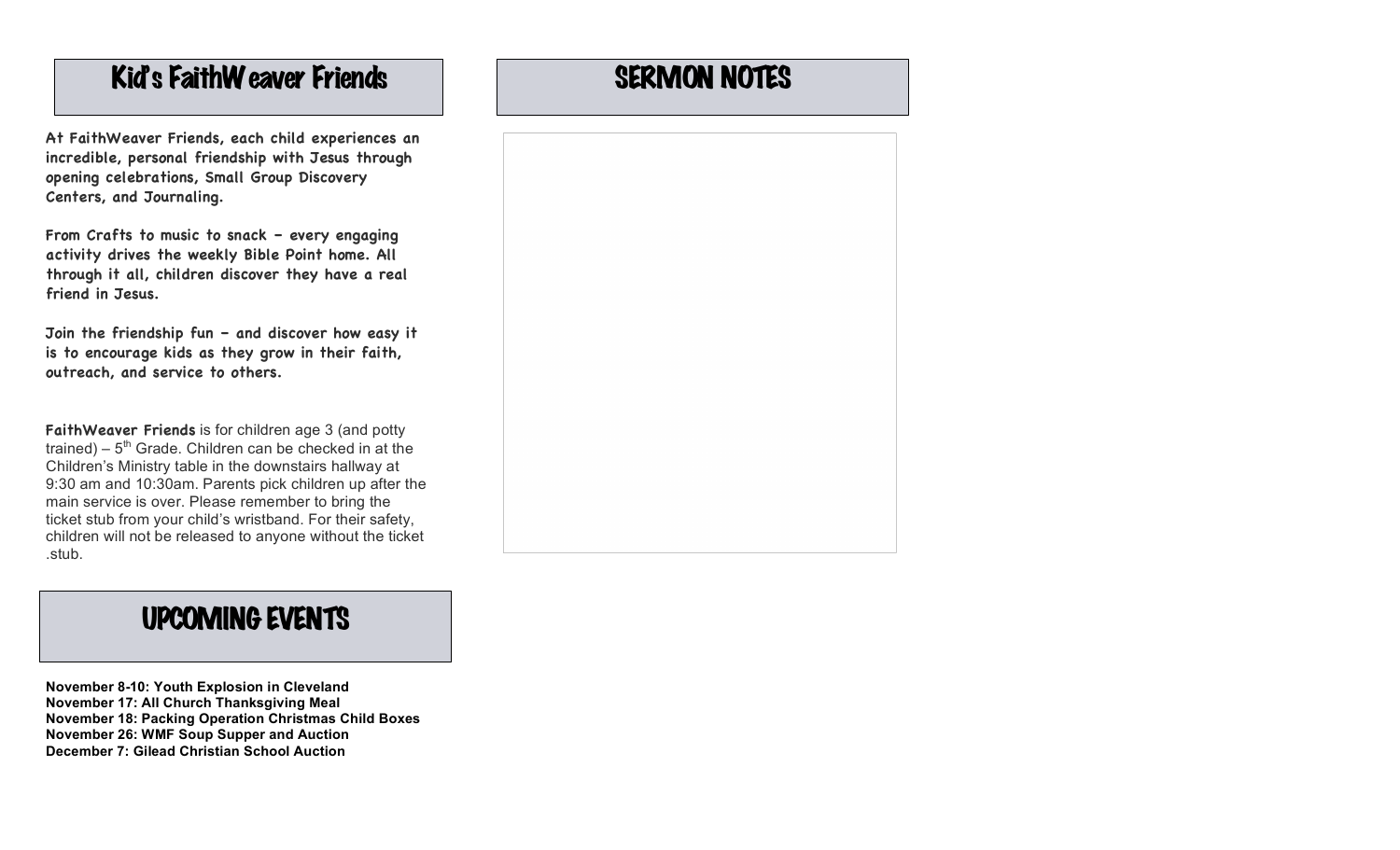## Kid's FaithWeaver Friends

At FaithWeaver Friends, each child experiences an incredible, personal friendship with Jesus through opening celebrations, Small Group Discovery Centers, and Journaling.

From Crafts to music to snack – every engaging activity drives the weekly Bible Point home. All through it all, children discover they have a real friend in Jesus.

Join the friendship fun – and discover how easy it is to encourage kids as they grow in their faith, outreach, and service to others.

**FaithWeaver Friends** is for children age 3 (and potty trained) – 5th Grade. Children can be checked in at the Children's Ministry table in the downstairs hallway at 9:30 am and 10:30am. Parents pick children up after the main service is over. Please remember to bring the ticket stub from your child's wristband. For their safety, children will not be released to anyone without the ticket .stub.

## UPCOMING EVENTS

**November 8-10: Youth Explosion in Cleveland**
**November 17: All Church Thanksgiving Meal**
**November 18: Packing Operation Christmas Child Boxes**
**November 26: WMF Soup Supper and Auction**
**December 7: Gilead Christian School Auction**

## SERMON NOTES